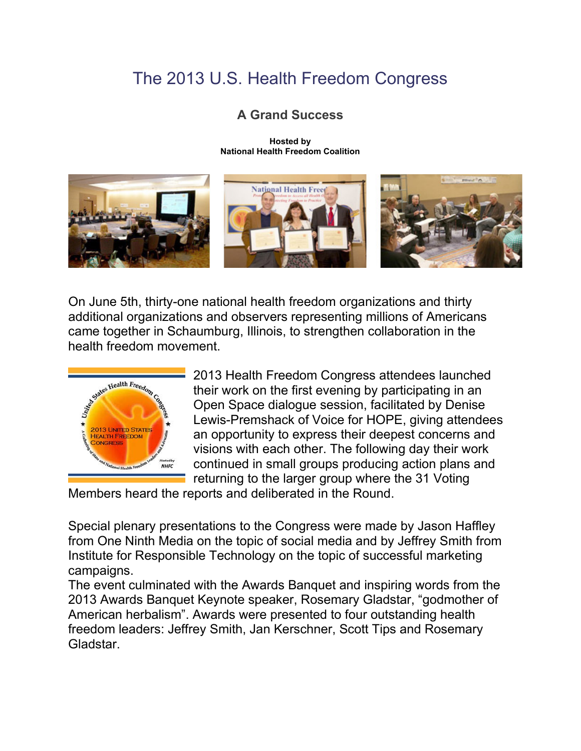# The 2013 U.S. Health Freedom Congress

## A Grand Success

**Hosted by**
**National Health Freedom Coalition**

On June 5th, thirty-one national health freedom organizations and thirty additional organizations and observers representing millions of Americans came together in Schaumburg, Illinois, to strengthen collaboration in the health freedom movement.

2013 Health Freedom Congress attendees launched their work on the first evening by participating in an Open Space dialogue session, facilitated by Denise Lewis-Premshack of Voice for HOPE, giving attendees an opportunity to express their deepest concerns and visions with each other. The following day their work continued in small groups producing action plans and returning to the larger group where the 31 Voting Members heard the reports and deliberated in the Round.

Special plenary presentations to the Congress were made by Jason Haffley from One Ninth Media on the topic of social media and by Jeffrey Smith from Institute for Responsible Technology on the topic of successful marketing campaigns.

The event culminated with the Awards Banquet and inspiring words from the 2013 Awards Banquet Keynote speaker, Rosemary Gladstar, "godmother of American herbalism". Awards were presented to four outstanding health freedom leaders: Jeffrey Smith, Jan Kerschner, Scott Tips and Rosemary Gladstar.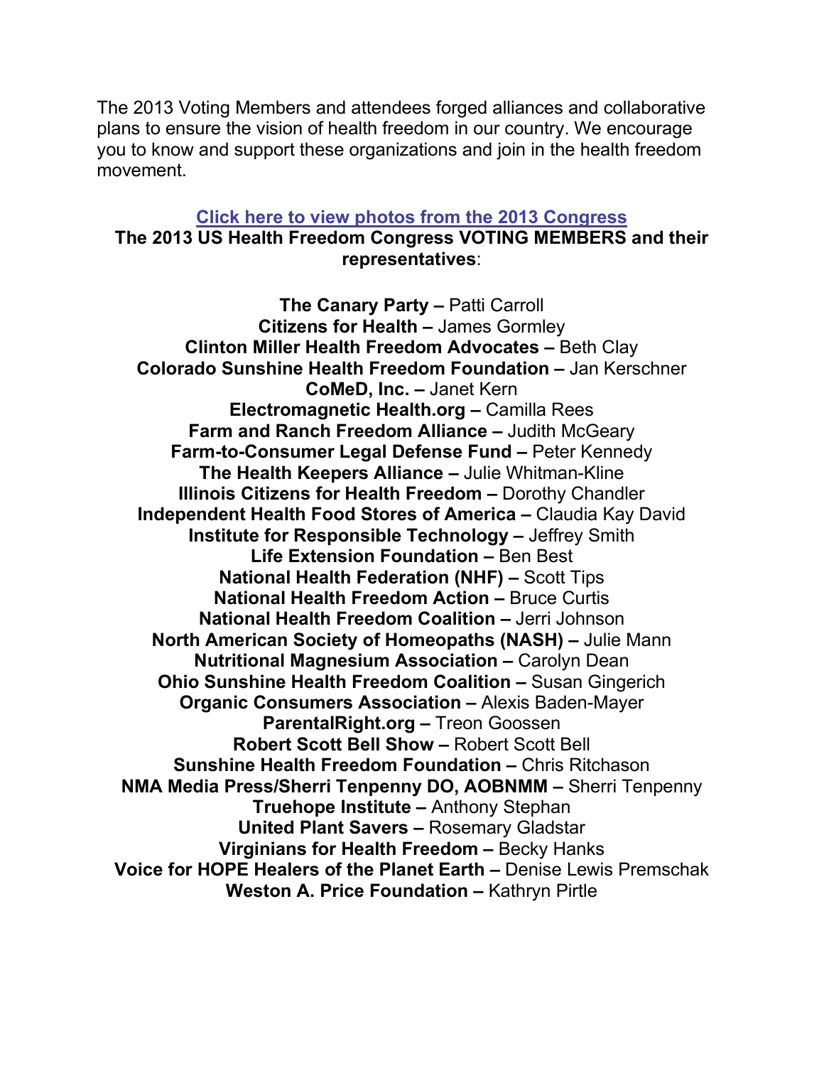The 2013 Voting Members and attendees forged alliances and collaborative plans to ensure the vision of health freedom in our country. We encourage you to know and support these organizations and join in the health freedom movement.

**Click here to view photos from the 2013 Congress**

**The 2013 US Health Freedom Congress VOTING MEMBERS and their representatives**:

**The Canary Party –** Patti Carroll
**Citizens for Health –** James Gormley
**Clinton Miller Health Freedom Advocates –** Beth Clay
**Colorado Sunshine Health Freedom Foundation –** Jan Kerschner
**CoMeD, Inc. –** Janet Kern
**Electromagnetic Health.org –** Camilla Rees
**Farm and Ranch Freedom Alliance –** Judith McGeary
**Farm-to-Consumer Legal Defense Fund –** Peter Kennedy
**The Health Keepers Alliance –** Julie Whitman-Kline
**Illinois Citizens for Health Freedom –** Dorothy Chandler
**Independent Health Food Stores of America –** Claudia Kay David
**Institute for Responsible Technology –** Jeffrey Smith
**Life Extension Foundation –** Ben Best
**National Health Federation (NHF) –** Scott Tips
**National Health Freedom Action –** Bruce Curtis
**National Health Freedom Coalition –** Jerri Johnson
**North American Society of Homeopaths (NASH) –** Julie Mann
**Nutritional Magnesium Association –** Carolyn Dean
**Ohio Sunshine Health Freedom Coalition –** Susan Gingerich
**Organic Consumers Association –** Alexis Baden-Mayer
**ParentalRight.org –** Treon Goossen
**Robert Scott Bell Show –** Robert Scott Bell
**Sunshine Health Freedom Foundation –** Chris Ritchason
**NMA Media Press/Sherri Tenpenny DO, AOBNMM –** Sherri Tenpenny
**Truehope Institute –** Anthony Stephan
**United Plant Savers –** Rosemary Gladstar
**Virginians for Health Freedom –** Becky Hanks
**Voice for HOPE Healers of the Planet Earth –** Denise Lewis Premschak
**Weston A. Price Foundation –** Kathryn Pirtle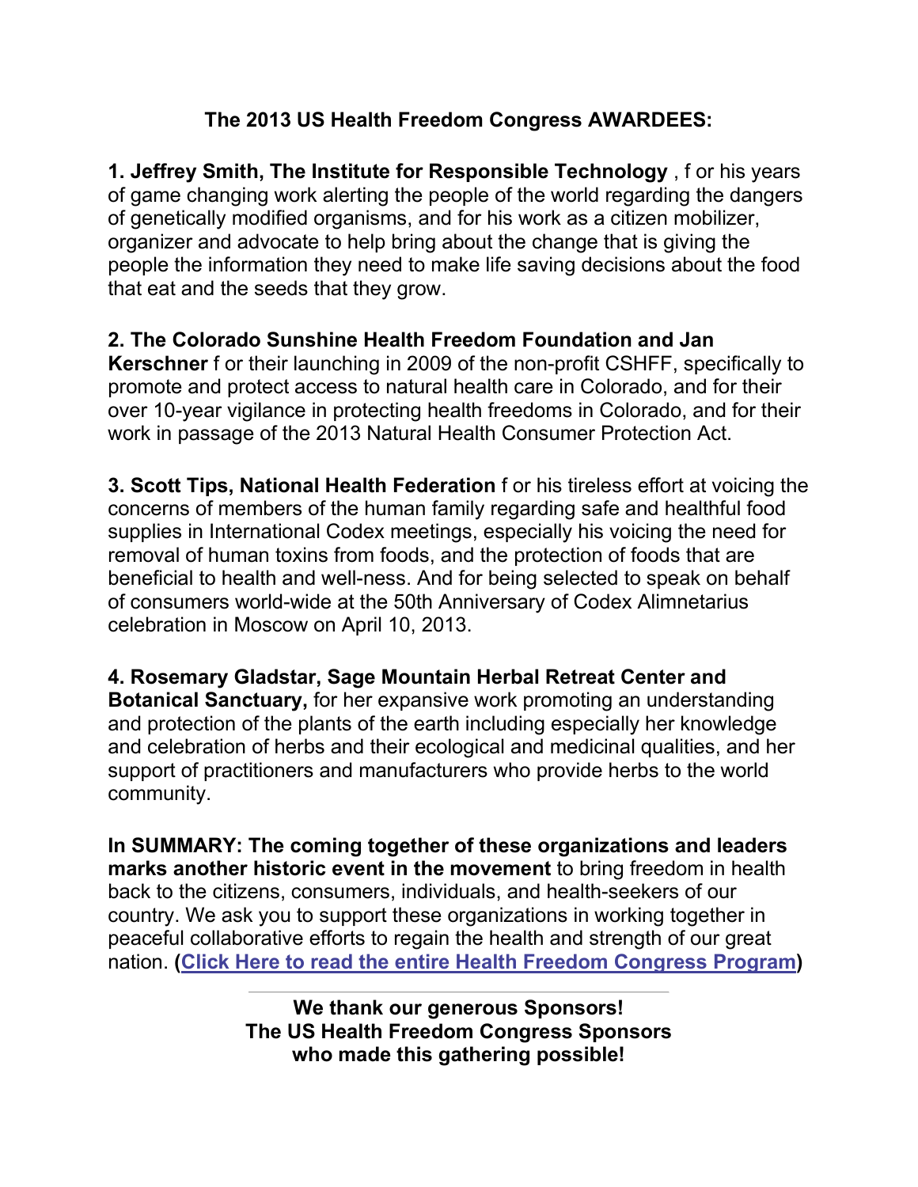**The 2013 US Health Freedom Congress AWARDEES:**

**1. Jeffrey Smith, The Institute for Responsible Technology** , f or his years of game changing work alerting the people of the world regarding the dangers of genetically modified organisms, and for his work as a citizen mobilizer, organizer and advocate to help bring about the change that is giving the people the information they need to make life saving decisions about the food that eat and the seeds that they grow.

**2. The Colorado Sunshine Health Freedom Foundation and Jan Kerschner** f or their launching in 2009 of the non-profit CSHFF, specifically to promote and protect access to natural health care in Colorado, and for their over 10-year vigilance in protecting health freedoms in Colorado, and for their work in passage of the 2013 Natural Health Consumer Protection Act.

**3. Scott Tips, National Health Federation** f or his tireless effort at voicing the concerns of members of the human family regarding safe and healthful food supplies in International Codex meetings, especially his voicing the need for removal of human toxins from foods, and the protection of foods that are beneficial to health and well-ness. And for being selected to speak on behalf of consumers world-wide at the 50th Anniversary of Codex Alimnetarius celebration in Moscow on April 10, 2013.

**4. Rosemary Gladstar, Sage Mountain Herbal Retreat Center and Botanical Sanctuary,** for her expansive work promoting an understanding and protection of the plants of the earth including especially her knowledge and celebration of herbs and their ecological and medicinal qualities, and her support of practitioners and manufacturers who provide herbs to the world community.

**In SUMMARY: The coming together of these organizations and leaders marks another historic event in the movement** to bring freedom in health back to the citizens, consumers, individuals, and health-seekers of our country. We ask you to support these organizations in working together in peaceful collaborative efforts to regain the health and strength of our great nation. **(Click Here to read the entire Health Freedom Congress Program)**

---

**We thank our generous Sponsors!**
**The US Health Freedom Congress Sponsors**
**who made this gathering possible!**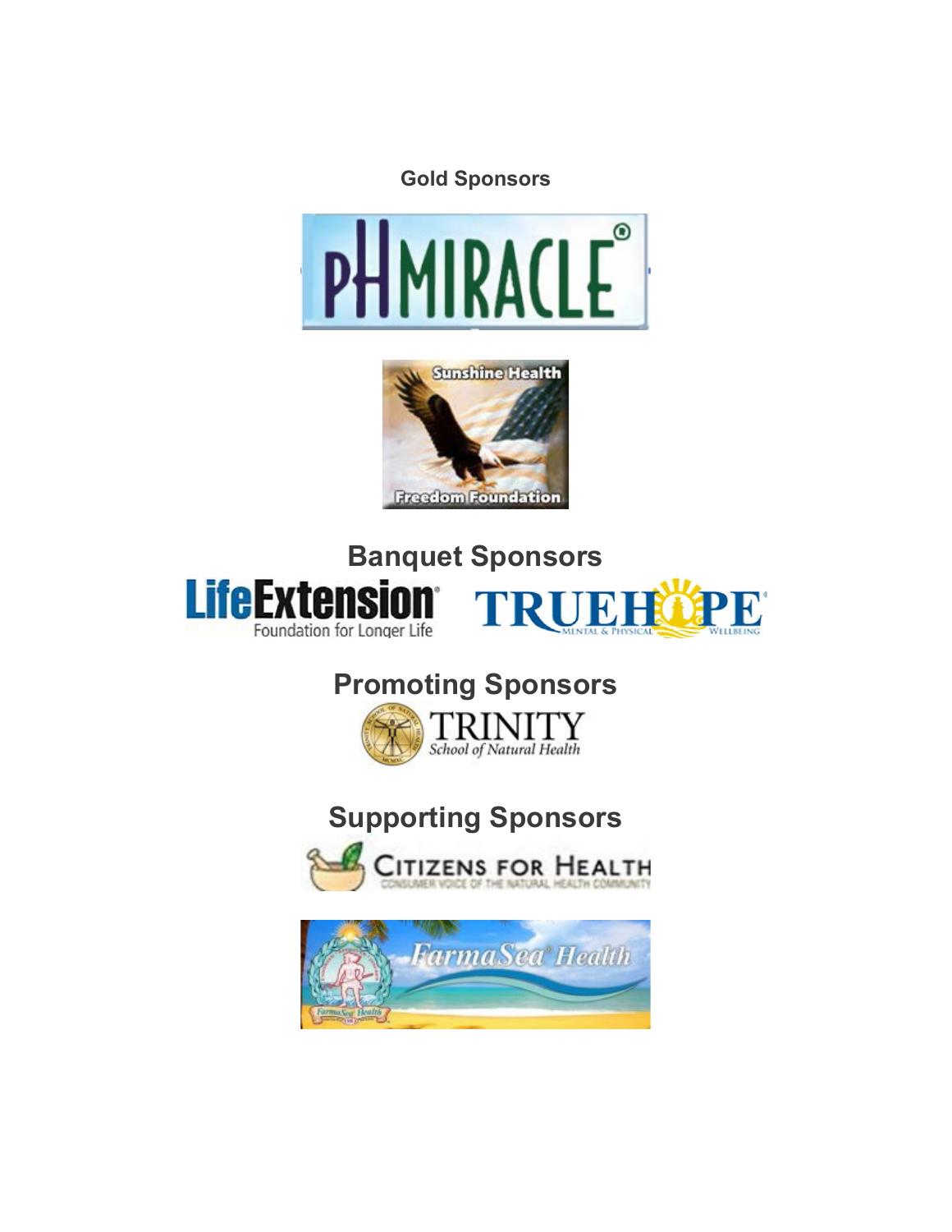**Gold Sponsors**

pHMIRACLE®

Sunshine Health Freedom Foundation

## Banquet Sponsors

LifeExtension® Foundation for Longer Life

TRUEHOPE® MENTAL & PHYSICAL WELLBEING

## Promoting Sponsors

TRINITY School of Natural Health

## Supporting Sponsors

CITIZENS FOR HEALTH CONSUMER VOICE OF THE NATURAL HEALTH COMMUNITY

FarmaSea® Health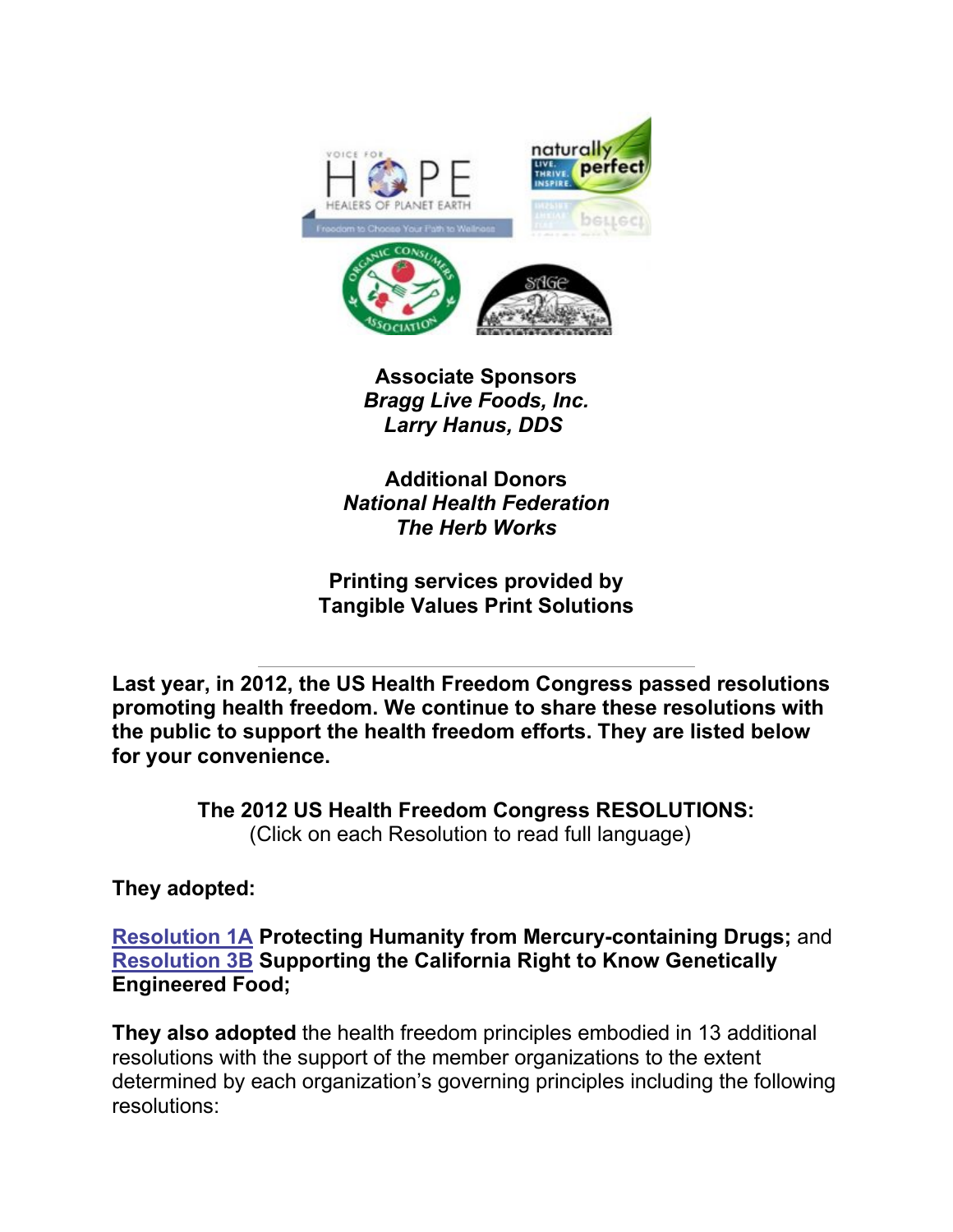**Associate Sponsors**
***Bragg Live Foods, Inc.***
***Larry Hanus, DDS***

**Additional Donors**
***National Health Federation***
***The Herb Works***

**Printing services provided by**
**Tangible Values Print Solutions**

---

**Last year, in 2012, the US Health Freedom Congress passed resolutions promoting health freedom. We continue to share these resolutions with the public to support the health freedom efforts. They are listed below for your convenience.**

**The 2012 US Health Freedom Congress RESOLUTIONS:**
(Click on each Resolution to read full language)

**They adopted:**

**Resolution 1A Protecting Humanity from Mercury-containing Drugs;** and **Resolution 3B Supporting the California Right to Know Genetically Engineered Food;**

**They also adopted** the health freedom principles embodied in 13 additional resolutions with the support of the member organizations to the extent determined by each organization's governing principles including the following resolutions: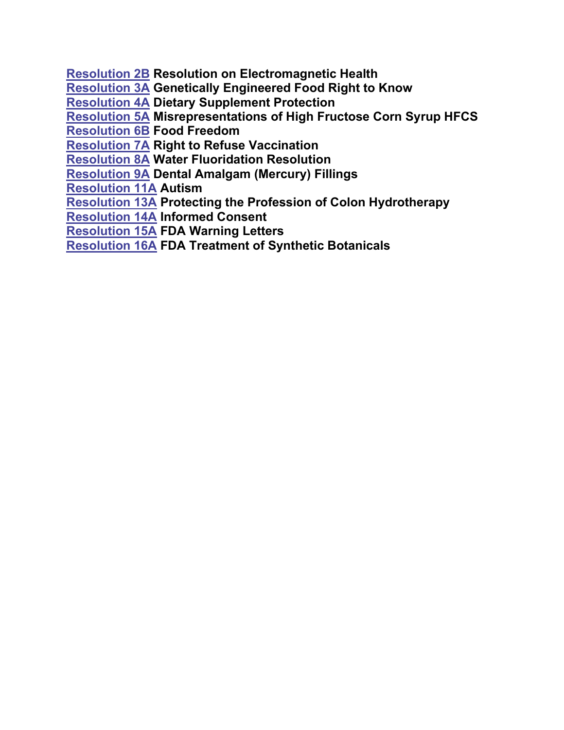**Resolution 2B** **Resolution on Electromagnetic Health**
**Resolution 3A** **Genetically Engineered Food Right to Know**
**Resolution 4A** **Dietary Supplement Protection**
**Resolution 5A** **Misrepresentations of High Fructose Corn Syrup HFCS**
**Resolution 6B** **Food Freedom**
**Resolution 7A** **Right to Refuse Vaccination**
**Resolution 8A** **Water Fluoridation Resolution**
**Resolution 9A** **Dental Amalgam (Mercury) Fillings**
**Resolution 11A** **Autism**
**Resolution 13A** **Protecting the Profession of Colon Hydrotherapy**
**Resolution 14A** **Informed Consent**
**Resolution 15A** **FDA Warning Letters**
**Resolution 16A** **FDA Treatment of Synthetic Botanicals**